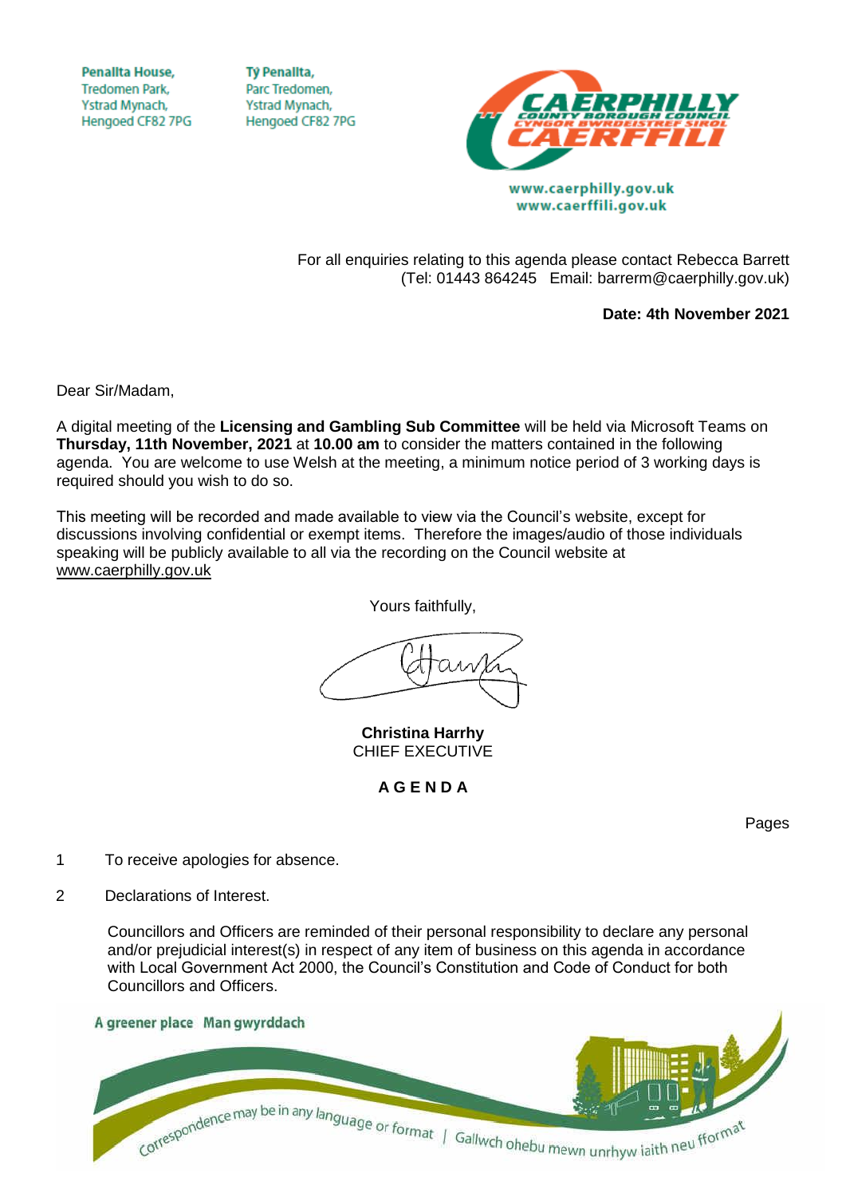Penallta House,
Tredomen Park,
Ystrad Mynach,
Hengoed CF82 7PG

Tŷ Penallta,
Parc Tredomen,
Ystrad Mynach,
Hengoed CF82 7PG

www.caerphilly.gov.uk
www.caerffili.gov.uk

For all enquiries relating to this agenda please contact Rebecca Barrett
(Tel: 01443 864245 Email: barrerm@caerphilly.gov.uk)

**Date: 4th November 2021**

Dear Sir/Madam,

A digital meeting of the **Licensing and Gambling Sub Committee** will be held via Microsoft Teams on **Thursday, 11th November, 2021** at **10.00 am** to consider the matters contained in the following agenda. You are welcome to use Welsh at the meeting, a minimum notice period of 3 working days is required should you wish to do so.

This meeting will be recorded and made available to view via the Council's website, except for discussions involving confidential or exempt items. Therefore the images/audio of those individuals speaking will be publicly available to all via the recording on the Council website at www.caerphilly.gov.uk

Yours faithfully,

**Christina Harrhy**
CHIEF EXECUTIVE

**A G E N D A**

Pages

1 To receive apologies for absence.

2 Declarations of Interest.

Councillors and Officers are reminded of their personal responsibility to declare any personal and/or prejudicial interest(s) in respect of any item of business on this agenda in accordance with Local Government Act 2000, the Council's Constitution and Code of Conduct for both Councillors and Officers.

A greener place Man gwyrddach

Correspondence may be in any language or format | Gallwch ohebu mewn unrhyw iaith neu fformat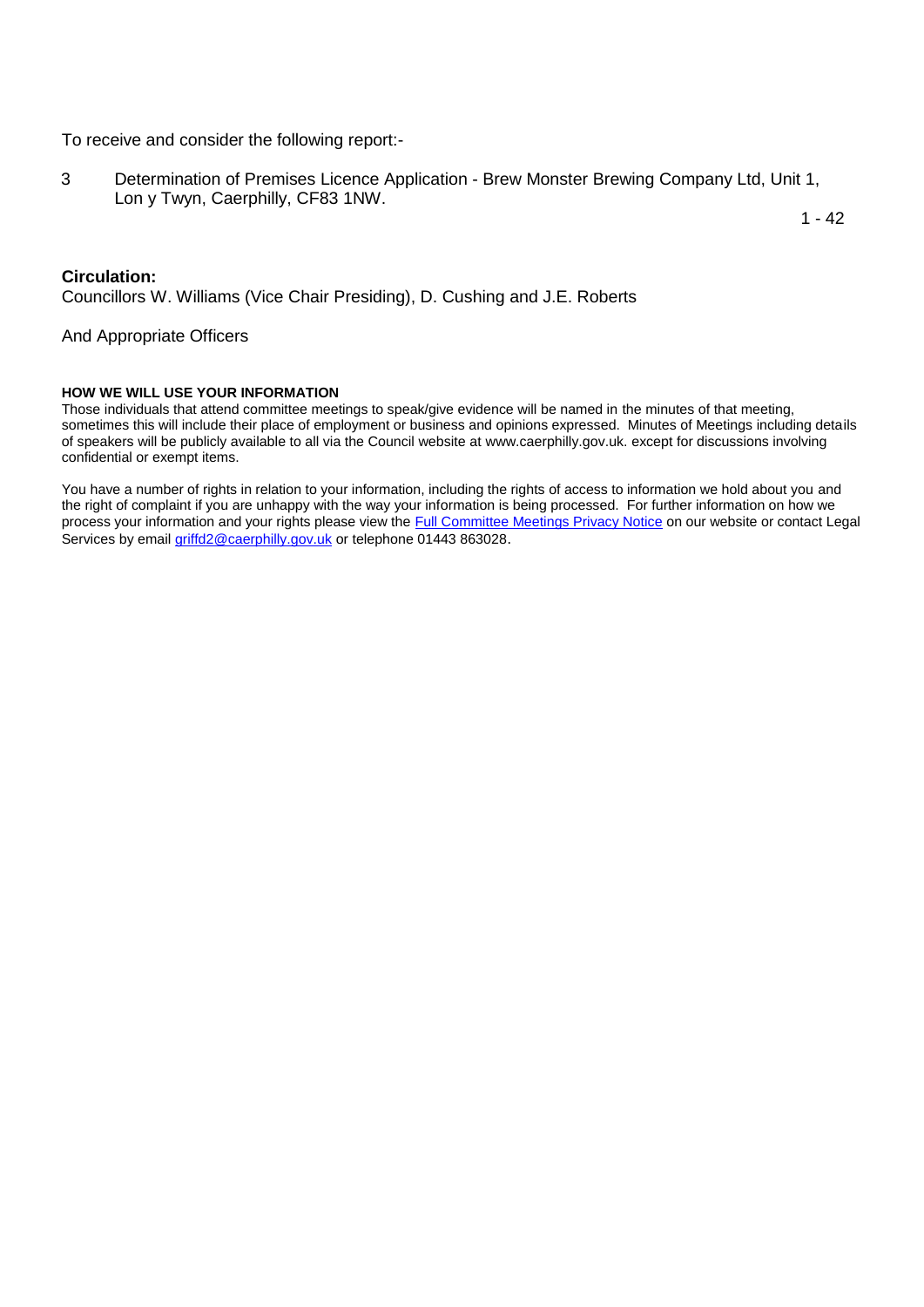To receive and consider the following report:-

3 Determination of Premises Licence Application - Brew Monster Brewing Company Ltd, Unit 1, Lon y Twyn, Caerphilly, CF83 1NW.

1 - 42

**Circulation:**

Councillors W. Williams (Vice Chair Presiding), D. Cushing and J.E. Roberts

And Appropriate Officers

**HOW WE WILL USE YOUR INFORMATION**

Those individuals that attend committee meetings to speak/give evidence will be named in the minutes of that meeting, sometimes this will include their place of employment or business and opinions expressed. Minutes of Meetings including details of speakers will be publicly available to all via the Council website at www.caerphilly.gov.uk. except for discussions involving confidential or exempt items.

You have a number of rights in relation to your information, including the rights of access to information we hold about you and the right of complaint if you are unhappy with the way your information is being processed. For further information on how we process your information and your rights please view the Full Committee Meetings Privacy Notice on our website or contact Legal Services by email griffd2@caerphilly.gov.uk or telephone 01443 863028.